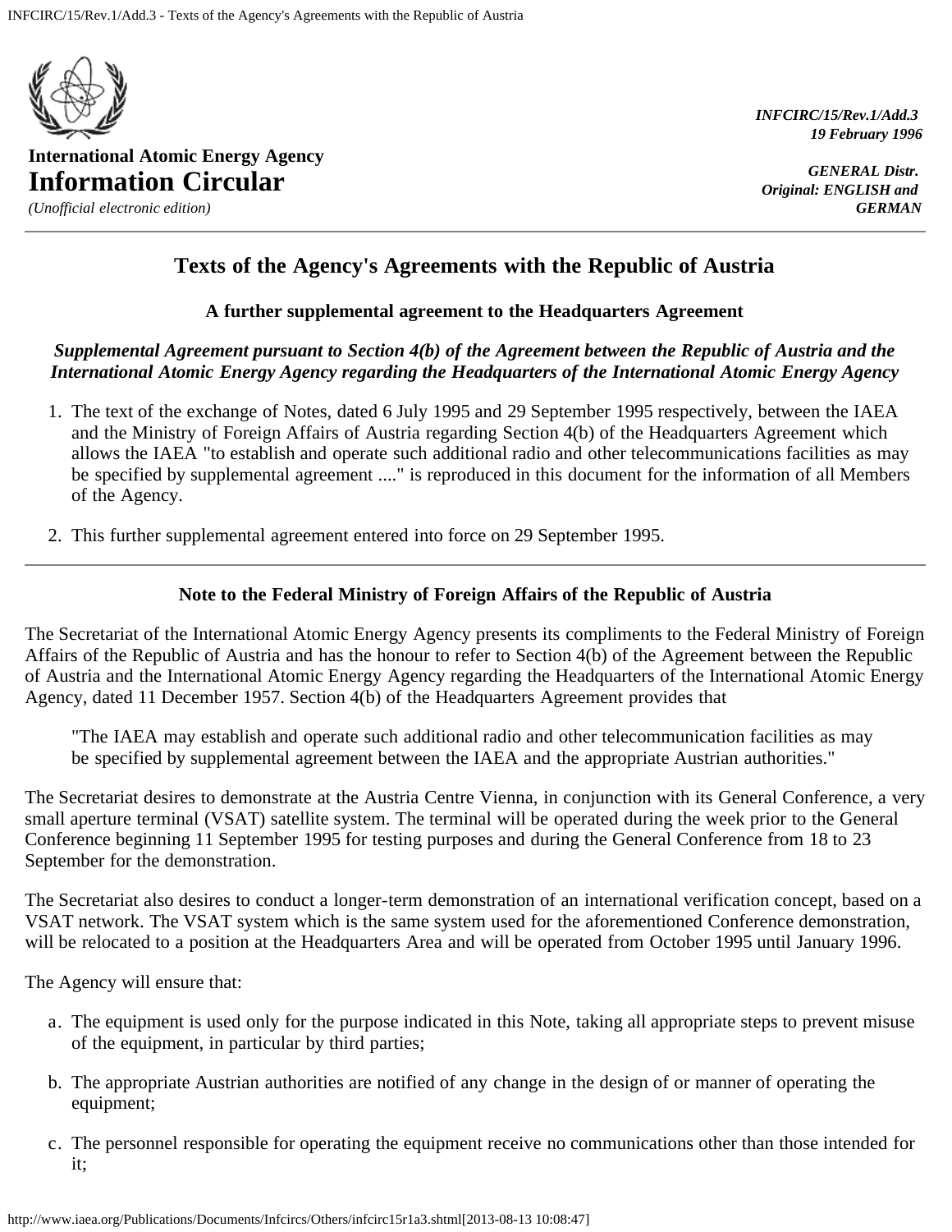**International Atomic Energy Agency**
# Information Circular

*(Unofficial electronic edition)*

***INFCIRC/15/Rev.1/Add.3***
***19 February 1996***

***GENERAL Distr.***
***Original: ENGLISH and GERMAN***

---

## Texts of the Agency's Agreements with the Republic of Austria

### A further supplemental agreement to the Headquarters Agreement

***Supplemental Agreement pursuant to Section 4(b) of the Agreement between the Republic of Austria and the International Atomic Energy Agency regarding the Headquarters of the International Atomic Energy Agency***

1. The text of the exchange of Notes, dated 6 July 1995 and 29 September 1995 respectively, between the IAEA and the Ministry of Foreign Affairs of Austria regarding Section 4(b) of the Headquarters Agreement which allows the IAEA "to establish and operate such additional radio and other telecommunications facilities as may be specified by supplemental agreement ...." is reproduced in this document for the information of all Members of the Agency.
2. This further supplemental agreement entered into force on 29 September 1995.

---

### Note to the Federal Ministry of Foreign Affairs of the Republic of Austria

The Secretariat of the International Atomic Energy Agency presents its compliments to the Federal Ministry of Foreign Affairs of the Republic of Austria and has the honour to refer to Section 4(b) of the Agreement between the Republic of Austria and the International Atomic Energy Agency regarding the Headquarters of the International Atomic Energy Agency, dated 11 December 1957. Section 4(b) of the Headquarters Agreement provides that

> "The IAEA may establish and operate such additional radio and other telecommunication facilities as may be specified by supplemental agreement between the IAEA and the appropriate Austrian authorities."

The Secretariat desires to demonstrate at the Austria Centre Vienna, in conjunction with its General Conference, a very small aperture terminal (VSAT) satellite system. The terminal will be operated during the week prior to the General Conference beginning 11 September 1995 for testing purposes and during the General Conference from 18 to 23 September for the demonstration.

The Secretariat also desires to conduct a longer-term demonstration of an international verification concept, based on a VSAT network. The VSAT system which is the same system used for the aforementioned Conference demonstration, will be relocated to a position at the Headquarters Area and will be operated from October 1995 until January 1996.

The Agency will ensure that:

a. The equipment is used only for the purpose indicated in this Note, taking all appropriate steps to prevent misuse of the equipment, in particular by third parties;

b. The appropriate Austrian authorities are notified of any change in the design of or manner of operating the equipment;

c. The personnel responsible for operating the equipment receive no communications other than those intended for it;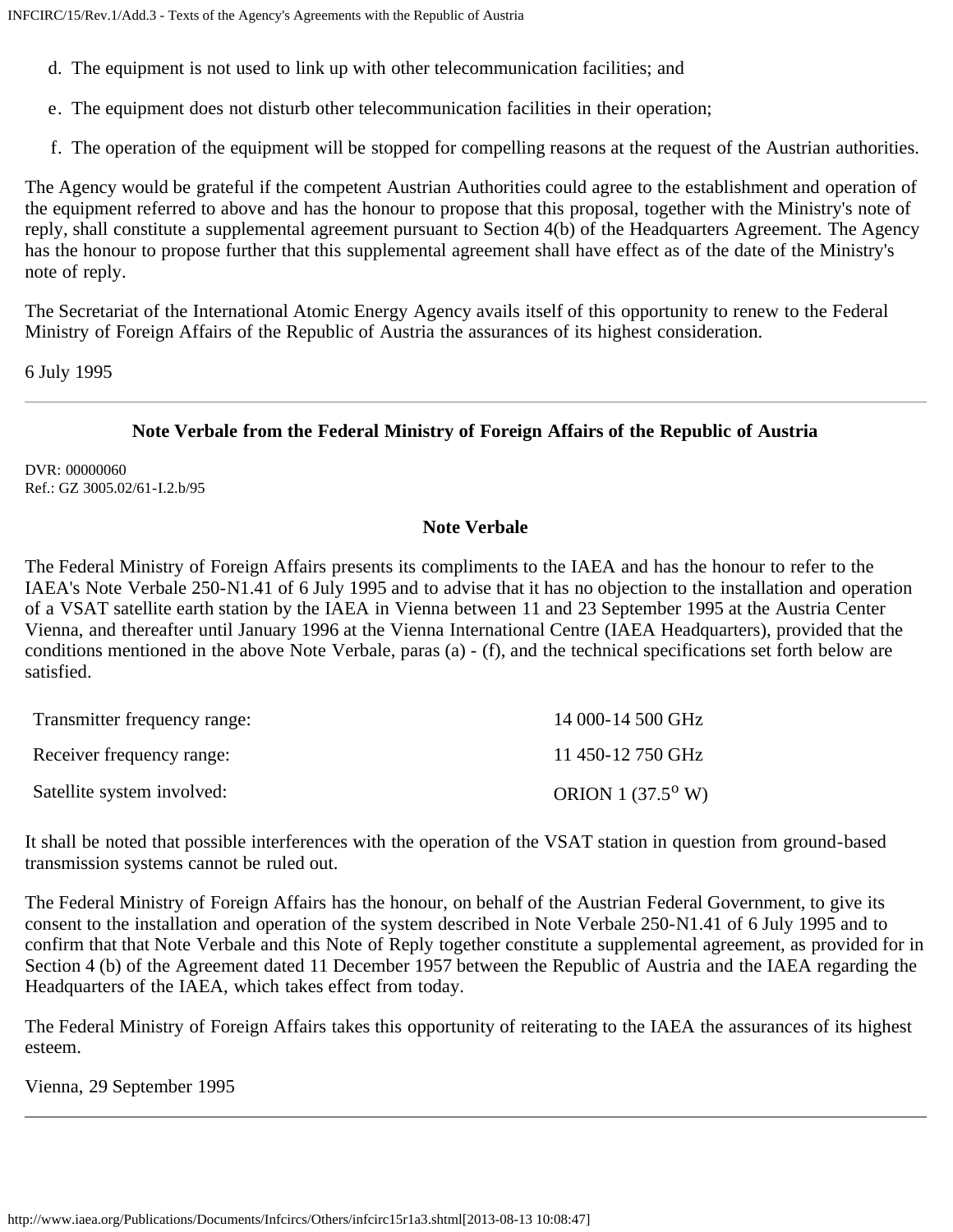d. The equipment is not used to link up with other telecommunication facilities; and

e. The equipment does not disturb other telecommunication facilities in their operation;

f. The operation of the equipment will be stopped for compelling reasons at the request of the Austrian authorities.

The Agency would be grateful if the competent Austrian Authorities could agree to the establishment and operation of the equipment referred to above and has the honour to propose that this proposal, together with the Ministry's note of reply, shall constitute a supplemental agreement pursuant to Section 4(b) of the Headquarters Agreement. The Agency has the honour to propose further that this supplemental agreement shall have effect as of the date of the Ministry's note of reply.

The Secretariat of the International Atomic Energy Agency avails itself of this opportunity to renew to the Federal Ministry of Foreign Affairs of the Republic of Austria the assurances of its highest consideration.

6 July 1995

---

**Note Verbale from the Federal Ministry of Foreign Affairs of the Republic of Austria**

DVR: 00000060
Ref.: GZ 3005.02/61-I.2.b/95

**Note Verbale**

The Federal Ministry of Foreign Affairs presents its compliments to the IAEA and has the honour to refer to the IAEA's Note Verbale 250-N1.41 of 6 July 1995 and to advise that it has no objection to the installation and operation of a VSAT satellite earth station by the IAEA in Vienna between 11 and 23 September 1995 at the Austria Center Vienna, and thereafter until January 1996 at the Vienna International Centre (IAEA Headquarters), provided that the conditions mentioned in the above Note Verbale, paras (a) - (f), and the technical specifications set forth below are satisfied.

| | |
|---|---|
| Transmitter frequency range: | 14 000-14 500 GHz |
| Receiver frequency range: | 11 450-12 750 GHz |
| Satellite system involved: | ORION 1 (37.5° W) |

It shall be noted that possible interferences with the operation of the VSAT station in question from ground-based transmission systems cannot be ruled out.

The Federal Ministry of Foreign Affairs has the honour, on behalf of the Austrian Federal Government, to give its consent to the installation and operation of the system described in Note Verbale 250-N1.41 of 6 July 1995 and to confirm that that Note Verbale and this Note of Reply together constitute a supplemental agreement, as provided for in Section 4 (b) of the Agreement dated 11 December 1957 between the Republic of Austria and the IAEA regarding the Headquarters of the IAEA, which takes effect from today.

The Federal Ministry of Foreign Affairs takes this opportunity of reiterating to the IAEA the assurances of its highest esteem.

Vienna, 29 September 1995